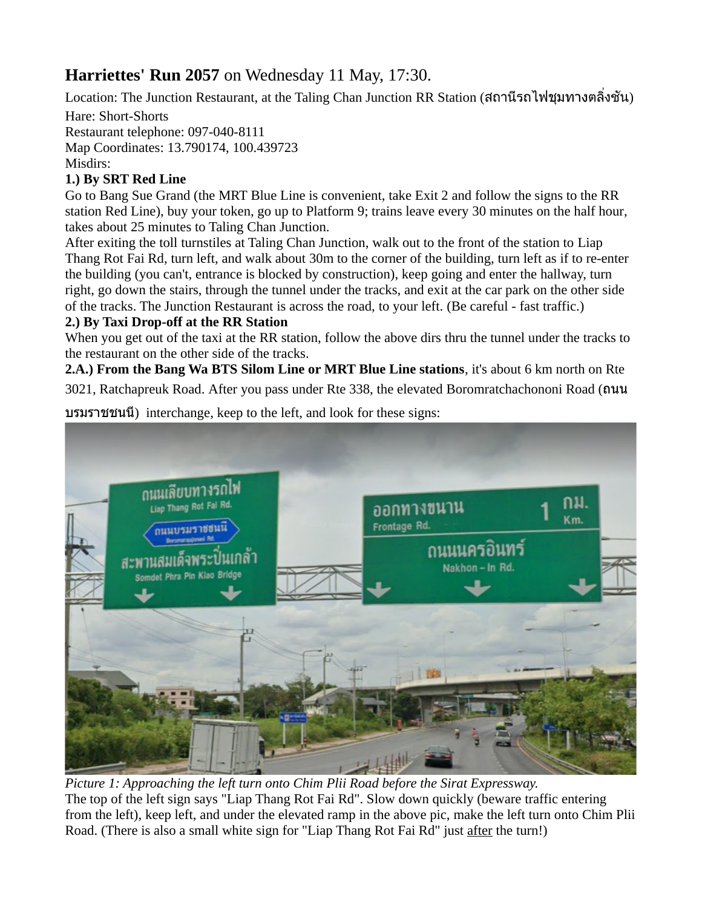**Harriettes' Run 2057** on Wednesday 11 May, 17:30.

Location: The Junction Restaurant, at the Taling Chan Junction RR Station (สถานีรถไฟชุมทางตลิ่งชัน)

Hare: Short-Shorts

Restaurant telephone: 097-040-8111

Map Coordinates: 13.790174, 100.439723

Misdirs:

**1.) By SRT Red Line**

Go to Bang Sue Grand (the MRT Blue Line is convenient, take Exit 2 and follow the signs to the RR station Red Line), buy your token, go up to Platform 9; trains leave every 30 minutes on the half hour, takes about 25 minutes to Taling Chan Junction.

After exiting the toll turnstiles at Taling Chan Junction, walk out to the front of the station to Liap Thang Rot Fai Rd, turn left, and walk about 30m to the corner of the building, turn left as if to re-enter the building (you can't, entrance is blocked by construction), keep going and enter the hallway, turn right, go down the stairs, through the tunnel under the tracks, and exit at the car park on the other side of the tracks. The Junction Restaurant is across the road, to your left. (Be careful - fast traffic.)

**2.) By Taxi Drop-off at the RR Station**

When you get out of the taxi at the RR station, follow the above dirs thru the tunnel under the tracks to the restaurant on the other side of the tracks.

**2.A.) From the Bang Wa BTS Silom Line or MRT Blue Line stations**, it's about 6 km north on Rte 3021, Ratchapreuk Road. After you pass under Rte 338, the elevated Boromratchachononi Road (ถนนบรมราชชนนี) interchange, keep to the left, and look for these signs:

*Picture 1: Approaching the left turn onto Chim Plii Road before the Sirat Expressway.*

The top of the left sign says "Liap Thang Rot Fai Rd". Slow down quickly (beware traffic entering from the left), keep left, and under the elevated ramp in the above pic, make the left turn onto Chim Plii Road. (There is also a small white sign for "Liap Thang Rot Fai Rd" just after the turn!)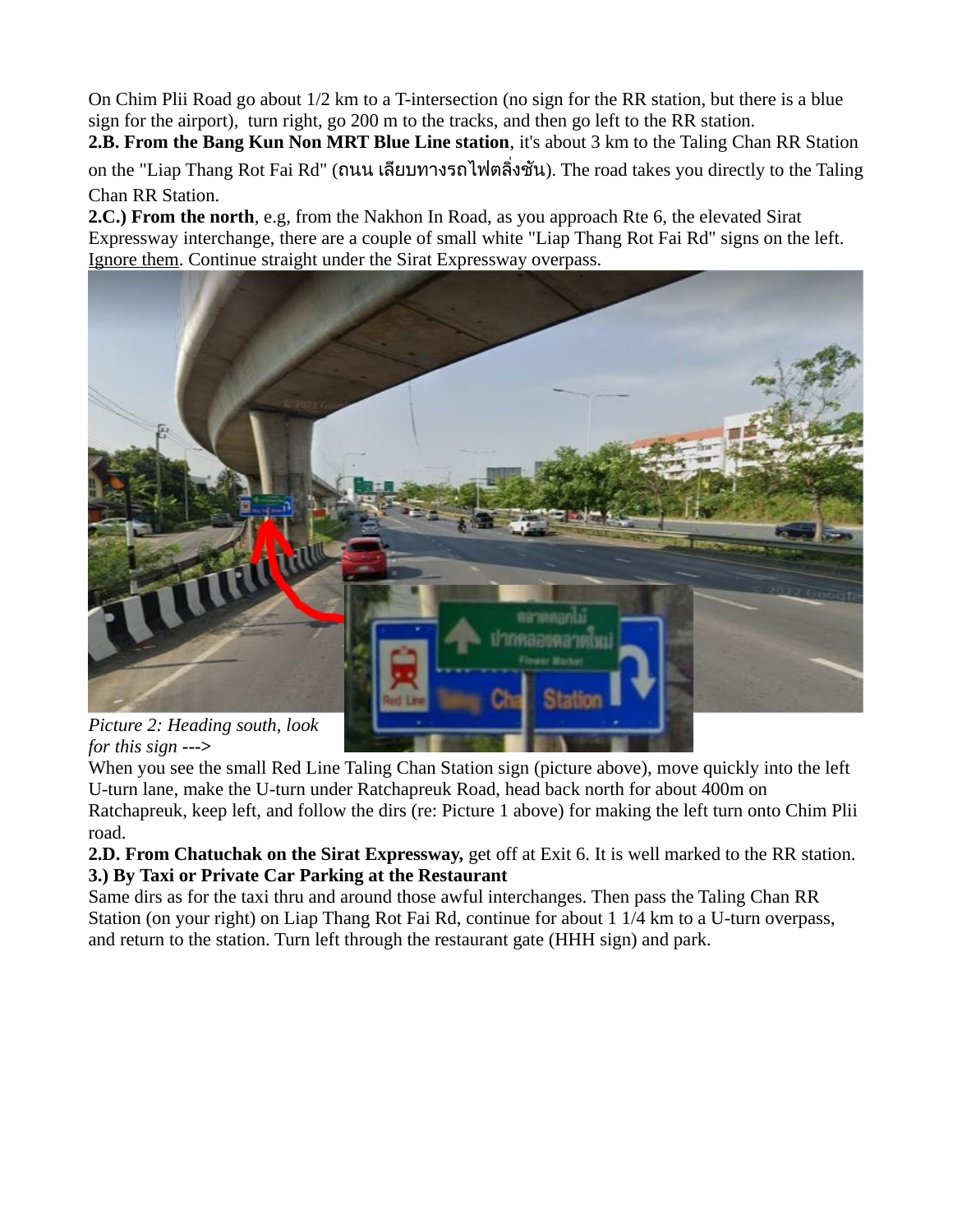On Chim Plii Road go about 1/2 km to a T-intersection (no sign for the RR station, but there is a blue sign for the airport), turn right, go 200 m to the tracks, and then go left to the RR station.

**2.B. From the Bang Kun Non MRT Blue Line station**, it's about 3 km to the Taling Chan RR Station on the "Liap Thang Rot Fai Rd" (ถนน เลียบทางรถไฟตลิ่งชัน). The road takes you directly to the Taling Chan RR Station.

**2.C.) From the north**, e.g, from the Nakhon In Road, as you approach Rte 6, the elevated Sirat Expressway interchange, there are a couple of small white "Liap Thang Rot Fai Rd" signs on the left. Ignore them. Continue straight under the Sirat Expressway overpass.

*Picture 2: Heading south, look for this sign --->*

When you see the small Red Line Taling Chan Station sign (picture above), move quickly into the left U-turn lane, make the U-turn under Ratchapreuk Road, head back north for about 400m on Ratchapreuk, keep left, and follow the dirs (re: Picture 1 above) for making the left turn onto Chim Plii road.

**2.D. From Chatuchak on the Sirat Expressway,** get off at Exit 6. It is well marked to the RR station.

**3.) By Taxi or Private Car Parking at the Restaurant**

Same dirs as for the taxi thru and around those awful interchanges. Then pass the Taling Chan RR Station (on your right) on Liap Thang Rot Fai Rd, continue for about 1 1/4 km to a U-turn overpass, and return to the station. Turn left through the restaurant gate (HHH sign) and park.